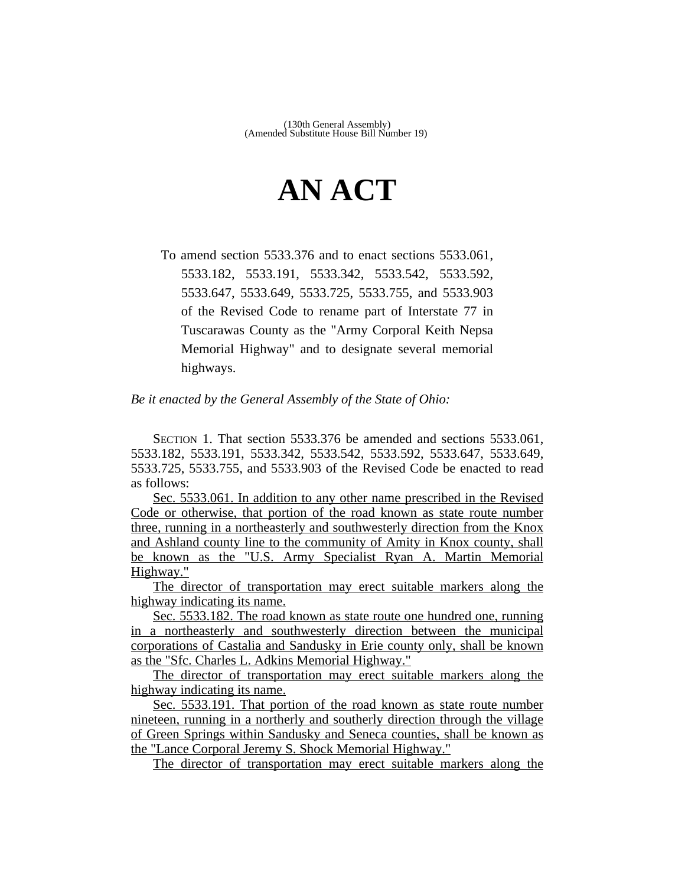(130th General Assembly)
(Amended Substitute House Bill Number 19)

# AN ACT

To amend section 5533.376 and to enact sections 5533.061, 5533.182, 5533.191, 5533.342, 5533.542, 5533.592, 5533.647, 5533.649, 5533.725, 5533.755, and 5533.903 of the Revised Code to rename part of Interstate 77 in Tuscarawas County as the "Army Corporal Keith Nepsa Memorial Highway" and to designate several memorial highways.

*Be it enacted by the General Assembly of the State of Ohio:*

SECTION 1. That section 5533.376 be amended and sections 5533.061, 5533.182, 5533.191, 5533.342, 5533.542, 5533.592, 5533.647, 5533.649, 5533.725, 5533.755, and 5533.903 of the Revised Code be enacted to read as follows:

Sec. 5533.061. In addition to any other name prescribed in the Revised Code or otherwise, that portion of the road known as state route number three, running in a northeasterly and southwesterly direction from the Knox and Ashland county line to the community of Amity in Knox county, shall be known as the "U.S. Army Specialist Ryan A. Martin Memorial Highway."

The director of transportation may erect suitable markers along the highway indicating its name.

Sec. 5533.182. The road known as state route one hundred one, running in a northeasterly and southwesterly direction between the municipal corporations of Castalia and Sandusky in Erie county only, shall be known as the "Sfc. Charles L. Adkins Memorial Highway."

The director of transportation may erect suitable markers along the highway indicating its name.

Sec. 5533.191. That portion of the road known as state route number nineteen, running in a northerly and southerly direction through the village of Green Springs within Sandusky and Seneca counties, shall be known as the "Lance Corporal Jeremy S. Shock Memorial Highway."

The director of transportation may erect suitable markers along the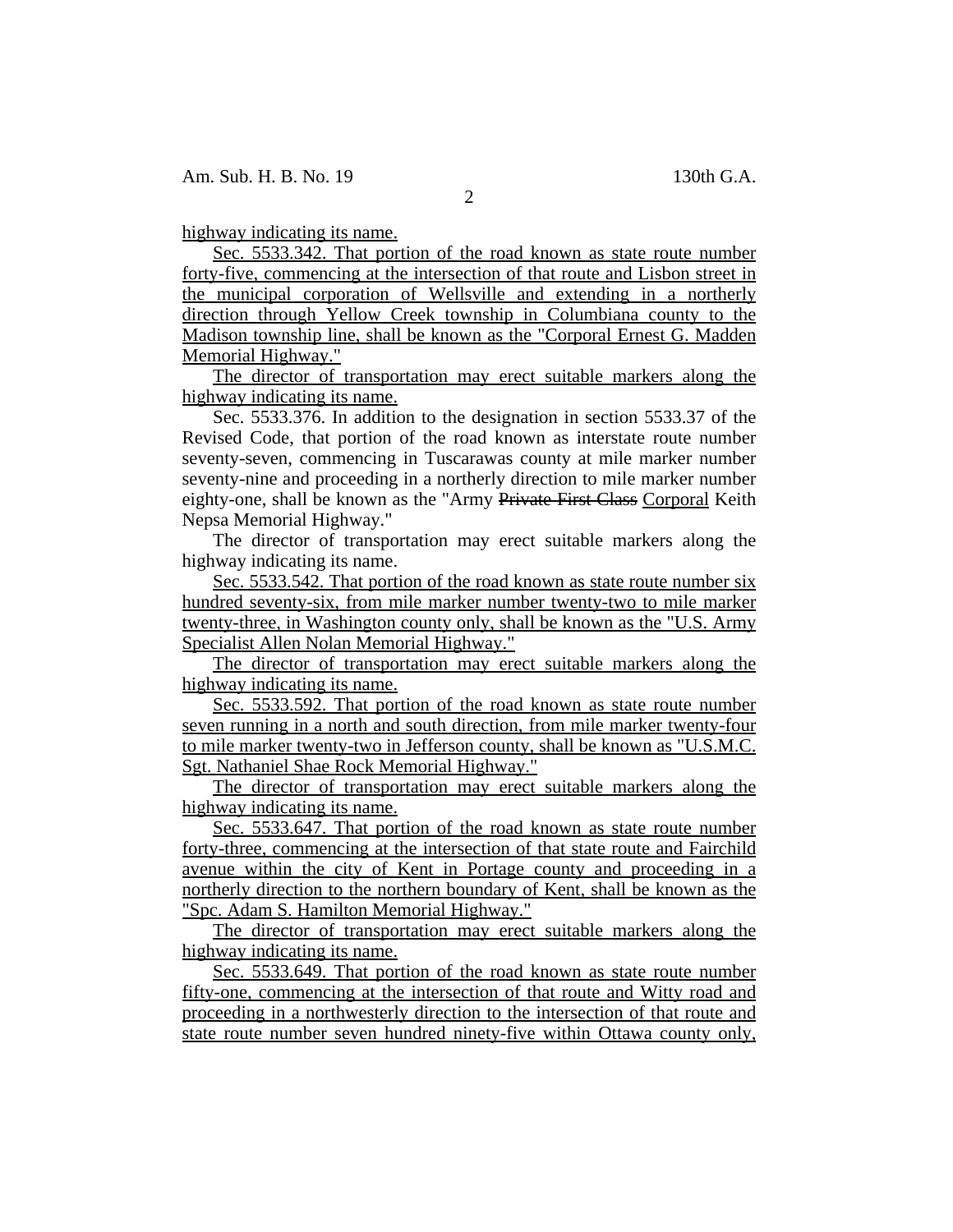highway indicating its name.

Sec. 5533.342. That portion of the road known as state route number forty-five, commencing at the intersection of that route and Lisbon street in the municipal corporation of Wellsville and extending in a northerly direction through Yellow Creek township in Columbiana county to the Madison township line, shall be known as the "Corporal Ernest G. Madden Memorial Highway."

The director of transportation may erect suitable markers along the highway indicating its name.

Sec. 5533.376. In addition to the designation in section 5533.37 of the Revised Code, that portion of the road known as interstate route number seventy-seven, commencing in Tuscarawas county at mile marker number seventy-nine and proceeding in a northerly direction to mile marker number eighty-one, shall be known as the "Army ~~Private First Class~~ Corporal Keith Nepsa Memorial Highway."

The director of transportation may erect suitable markers along the highway indicating its name.

Sec. 5533.542. That portion of the road known as state route number six hundred seventy-six, from mile marker number twenty-two to mile marker twenty-three, in Washington county only, shall be known as the "U.S. Army Specialist Allen Nolan Memorial Highway."

The director of transportation may erect suitable markers along the highway indicating its name.

Sec. 5533.592. That portion of the road known as state route number seven running in a north and south direction, from mile marker twenty-four to mile marker twenty-two in Jefferson county, shall be known as "U.S.M.C. Sgt. Nathaniel Shae Rock Memorial Highway."

The director of transportation may erect suitable markers along the highway indicating its name.

Sec. 5533.647. That portion of the road known as state route number forty-three, commencing at the intersection of that state route and Fairchild avenue within the city of Kent in Portage county and proceeding in a northerly direction to the northern boundary of Kent, shall be known as the "Spc. Adam S. Hamilton Memorial Highway."

The director of transportation may erect suitable markers along the highway indicating its name.

Sec. 5533.649. That portion of the road known as state route number fifty-one, commencing at the intersection of that route and Witty road and proceeding in a northwesterly direction to the intersection of that route and state route number seven hundred ninety-five within Ottawa county only,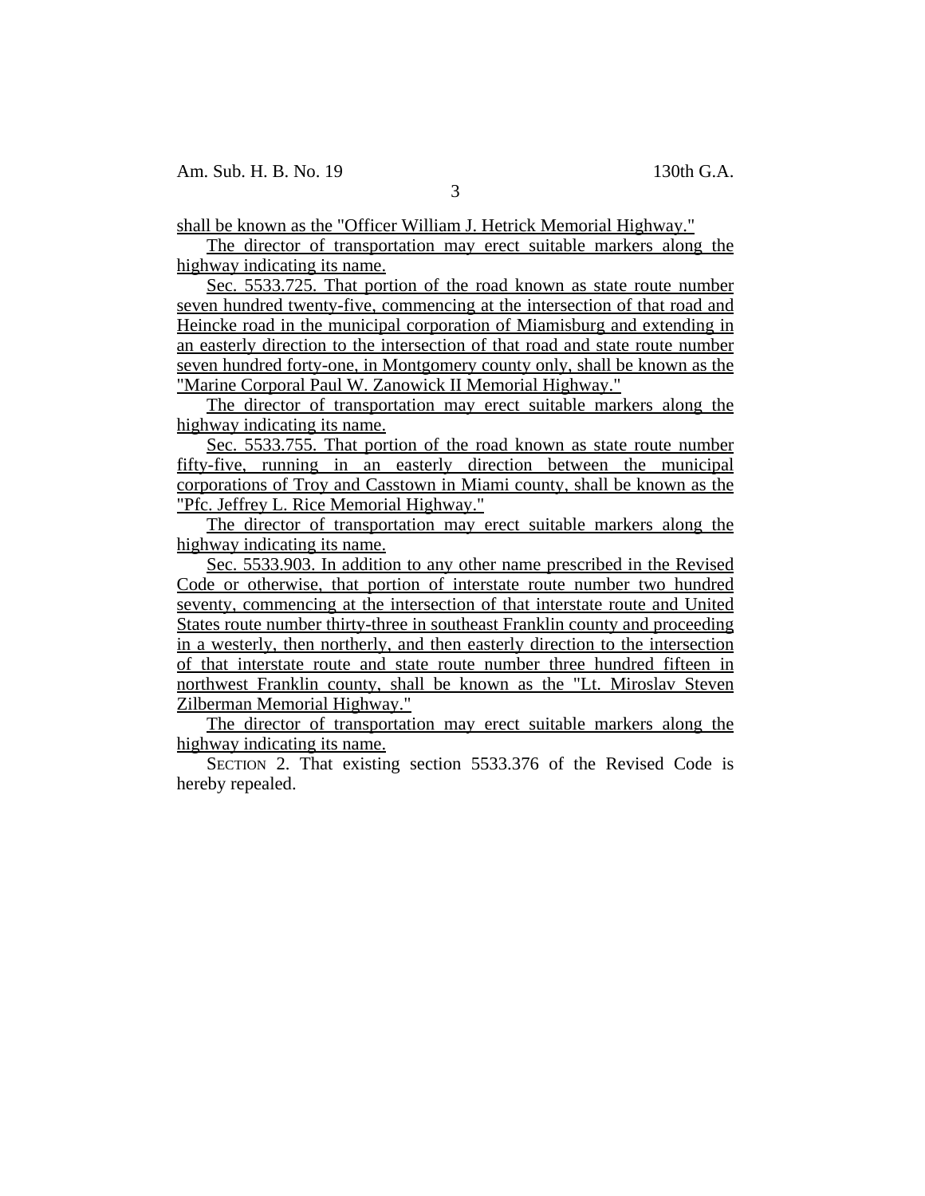shall be known as the "Officer William J. Hetrick Memorial Highway."

The director of transportation may erect suitable markers along the highway indicating its name.

Sec. 5533.725. That portion of the road known as state route number seven hundred twenty-five, commencing at the intersection of that road and Heincke road in the municipal corporation of Miamisburg and extending in an easterly direction to the intersection of that road and state route number seven hundred forty-one, in Montgomery county only, shall be known as the "Marine Corporal Paul W. Zanowick II Memorial Highway."

The director of transportation may erect suitable markers along the highway indicating its name.

Sec. 5533.755. That portion of the road known as state route number fifty-five, running in an easterly direction between the municipal corporations of Troy and Casstown in Miami county, shall be known as the "Pfc. Jeffrey L. Rice Memorial Highway."

The director of transportation may erect suitable markers along the highway indicating its name.

Sec. 5533.903. In addition to any other name prescribed in the Revised Code or otherwise, that portion of interstate route number two hundred seventy, commencing at the intersection of that interstate route and United States route number thirty-three in southeast Franklin county and proceeding in a westerly, then northerly, and then easterly direction to the intersection of that interstate route and state route number three hundred fifteen in northwest Franklin county, shall be known as the "Lt. Miroslav Steven Zilberman Memorial Highway."

The director of transportation may erect suitable markers along the highway indicating its name.

SECTION 2. That existing section 5533.376 of the Revised Code is hereby repealed.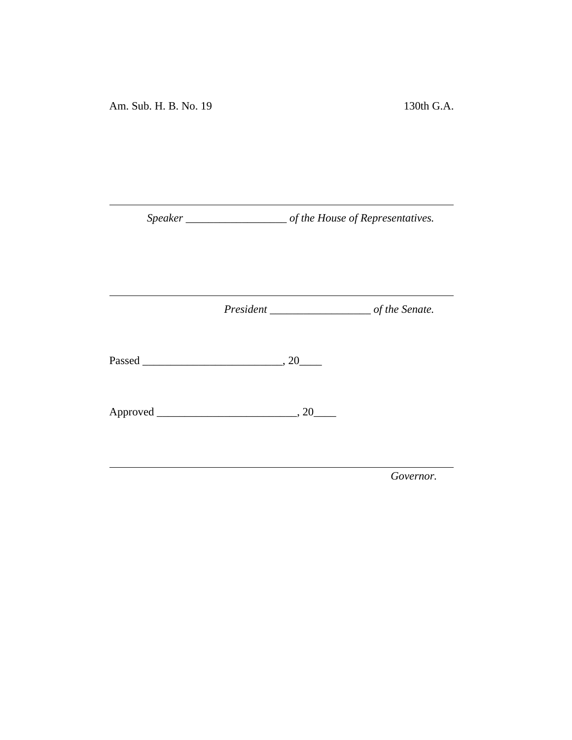Am. Sub. H. B. No. 19 130th G.A.

---

*Speaker* ___________________ *of the House of Representatives.*

---

*President* ___________________ *of the Senate.*

Passed _________________________, 20____

Approved _________________________, 20____

---

*Governor.*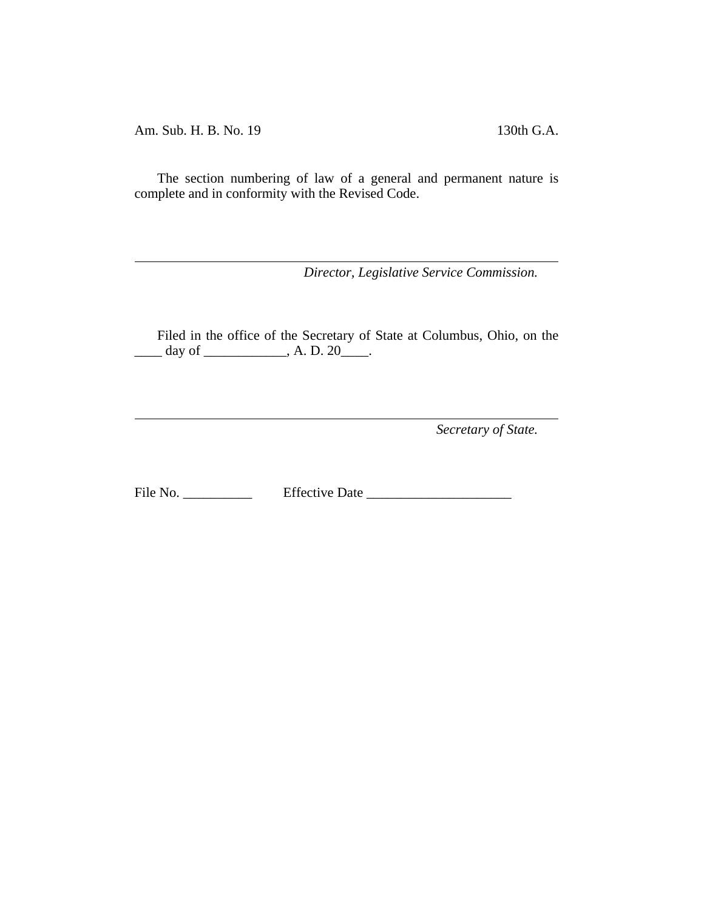Am. Sub. H. B. No. 19 130th G.A.

The section numbering of law of a general and permanent nature is complete and in conformity with the Revised Code.

______________________________________________________________

*Director, Legislative Service Commission.*

Filed in the office of the Secretary of State at Columbus, Ohio, on the ____ day of ____________, A. D. 20____.

______________________________________________________________

*Secretary of State.*

File No. __________ Effective Date _____________________